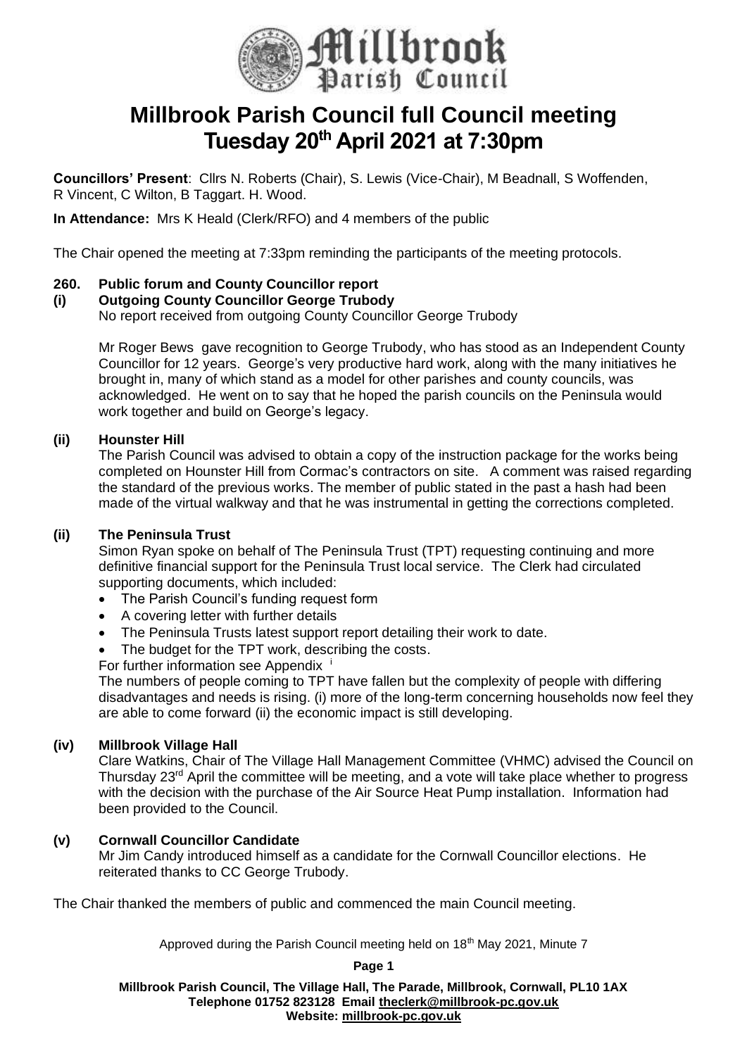# Millbrook Parish Council full Council meeting Tuesday 20th April 2021 at 7:30pm

**Councillors' Present**: Cllrs N. Roberts (Chair), S. Lewis (Vice-Chair), M Beadnall, S Woffenden, R Vincent, C Wilton, B Taggart. H. Wood.

**In Attendance:** Mrs K Heald (Clerk/RFO) and 4 members of the public

The Chair opened the meeting at 7:33pm reminding the participants of the meeting protocols.

## 260. Public forum and County Councillor report

### (i) Outgoing County Councillor George Trubody

No report received from outgoing County Councillor George Trubody

Mr Roger Bews gave recognition to George Trubody, who has stood as an Independent County Councillor for 12 years. George's very productive hard work, along with the many initiatives he brought in, many of which stand as a model for other parishes and county councils, was acknowledged. He went on to say that he hoped the parish councils on the Peninsula would work together and build on George's legacy.

### (ii) Hounster Hill

The Parish Council was advised to obtain a copy of the instruction package for the works being completed on Hounster Hill from Cormac's contractors on site. A comment was raised regarding the standard of the previous works. The member of public stated in the past a hash had been made of the virtual walkway and that he was instrumental in getting the corrections completed.

### (ii) The Peninsula Trust

Simon Ryan spoke on behalf of The Peninsula Trust (TPT) requesting continuing and more definitive financial support for the Peninsula Trust local service. The Clerk had circulated supporting documents, which included:

- The Parish Council's funding request form
- A covering letter with further details
- The Peninsula Trusts latest support report detailing their work to date.
- The budget for the TPT work, describing the costs.

For further information see Appendix [i]

The numbers of people coming to TPT have fallen but the complexity of people with differing disadvantages and needs is rising. (i) more of the long-term concerning households now feel they are able to come forward (ii) the economic impact is still developing.

### (iv) Millbrook Village Hall

Clare Watkins, Chair of The Village Hall Management Committee (VHMC) advised the Council on Thursday 23rd April the committee will be meeting, and a vote will take place whether to progress with the decision with the purchase of the Air Source Heat Pump installation. Information had been provided to the Council.

### (v) Cornwall Councillor Candidate

Mr Jim Candy introduced himself as a candidate for the Cornwall Councillor elections. He reiterated thanks to CC George Trubody.

The Chair thanked the members of public and commenced the main Council meeting.

Approved during the Parish Council meeting held on 18th May 2021, Minute 7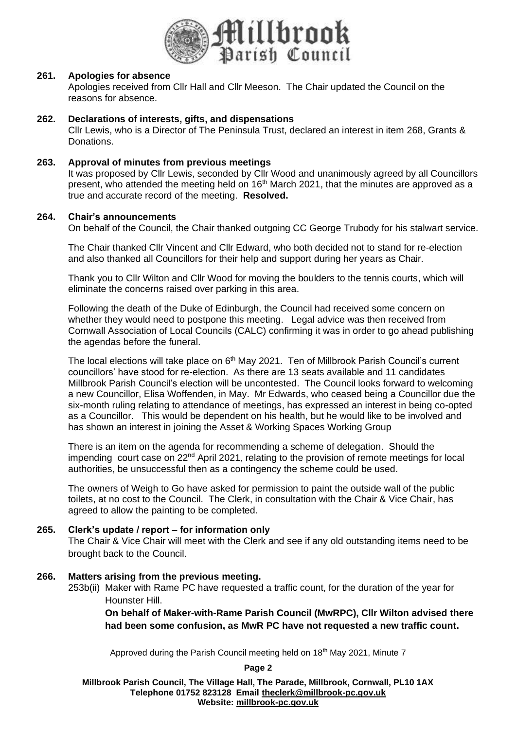## 261. Apologies for absence

Apologies received from Cllr Hall and Cllr Meeson. The Chair updated the Council on the reasons for absence.

## 262. Declarations of interests, gifts, and dispensations

Cllr Lewis, who is a Director of The Peninsula Trust, declared an interest in item 268, Grants & Donations.

## 263. Approval of minutes from previous meetings

It was proposed by Cllr Lewis, seconded by Cllr Wood and unanimously agreed by all Councillors present, who attended the meeting held on 16th March 2021, that the minutes are approved as a true and accurate record of the meeting. **Resolved.**

## 264. Chair's announcements

On behalf of the Council, the Chair thanked outgoing CC George Trubody for his stalwart service.

The Chair thanked Cllr Vincent and Cllr Edward, who both decided not to stand for re-election and also thanked all Councillors for their help and support during her years as Chair.

Thank you to Cllr Wilton and Cllr Wood for moving the boulders to the tennis courts, which will eliminate the concerns raised over parking in this area.

Following the death of the Duke of Edinburgh, the Council had received some concern on whether they would need to postpone this meeting. Legal advice was then received from Cornwall Association of Local Councils (CALC) confirming it was in order to go ahead publishing the agendas before the funeral.

The local elections will take place on 6th May 2021. Ten of Millbrook Parish Council's current councillors' have stood for re-election. As there are 13 seats available and 11 candidates Millbrook Parish Council's election will be uncontested. The Council looks forward to welcoming a new Councillor, Elisa Woffenden, in May. Mr Edwards, who ceased being a Councillor due the six-month ruling relating to attendance of meetings, has expressed an interest in being co-opted as a Councillor. This would be dependent on his health, but he would like to be involved and has shown an interest in joining the Asset & Working Spaces Working Group

There is an item on the agenda for recommending a scheme of delegation. Should the impending court case on 22nd April 2021, relating to the provision of remote meetings for local authorities, be unsuccessful then as a contingency the scheme could be used.

The owners of Weigh to Go have asked for permission to paint the outside wall of the public toilets, at no cost to the Council. The Clerk, in consultation with the Chair & Vice Chair, has agreed to allow the painting to be completed.

## 265. Clerk's update / report – for information only

The Chair & Vice Chair will meet with the Clerk and see if any old outstanding items need to be brought back to the Council.

## 266. Matters arising from the previous meeting.

253b(ii) Maker with Rame PC have requested a traffic count, for the duration of the year for Hounster Hill.

**On behalf of Maker-with-Rame Parish Council (MwRPC), Cllr Wilton advised there had been some confusion, as MwR PC have not requested a new traffic count.**

Approved during the Parish Council meeting held on 18th May 2021, Minute 7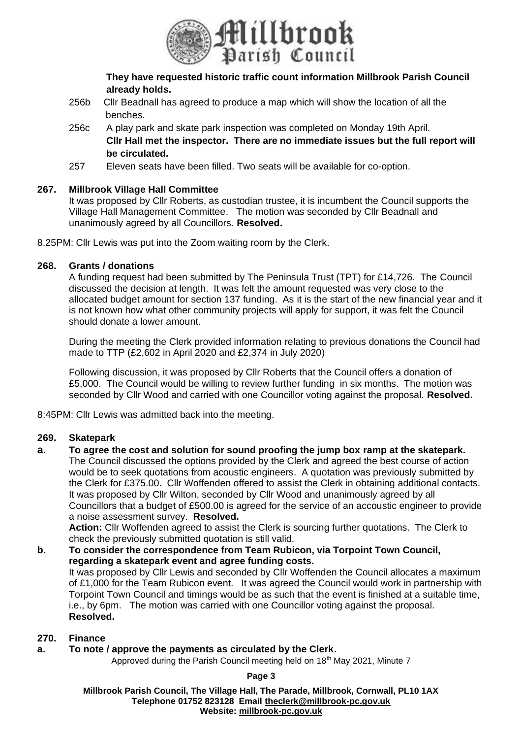**They have requested historic traffic count information Millbrook Parish Council already holds.**

256b Cllr Beadnall has agreed to produce a map which will show the location of all the benches.

256c A play park and skate park inspection was completed on Monday 19th April. **Cllr Hall met the inspector. There are no immediate issues but the full report will be circulated.**

257 Eleven seats have been filled. Two seats will be available for co-option.

**267. Millbrook Village Hall Committee**

It was proposed by Cllr Roberts, as custodian trustee, it is incumbent the Council supports the Village Hall Management Committee. The motion was seconded by Cllr Beadnall and unanimously agreed by all Councillors. **Resolved.**

8.25PM: Cllr Lewis was put into the Zoom waiting room by the Clerk.

**268. Grants / donations**

A funding request had been submitted by The Peninsula Trust (TPT) for £14,726. The Council discussed the decision at length. It was felt the amount requested was very close to the allocated budget amount for section 137 funding. As it is the start of the new financial year and it is not known how what other community projects will apply for support, it was felt the Council should donate a lower amount.

During the meeting the Clerk provided information relating to previous donations the Council had made to TTP (£2,602 in April 2020 and £2,374 in July 2020)

Following discussion, it was proposed by Cllr Roberts that the Council offers a donation of £5,000. The Council would be willing to review further funding in six months. The motion was seconded by Cllr Wood and carried with one Councillor voting against the proposal. **Resolved.**

8:45PM: Cllr Lewis was admitted back into the meeting.

**269. Skatepark**

**a. To agree the cost and solution for sound proofing the jump box ramp at the skatepark.**

The Council discussed the options provided by the Clerk and agreed the best course of action would be to seek quotations from acoustic engineers. A quotation was previously submitted by the Clerk for £375.00. Cllr Woffenden offered to assist the Clerk in obtaining additional contacts. It was proposed by Cllr Wilton, seconded by Cllr Wood and unanimously agreed by all Councillors that a budget of £500.00 is agreed for the service of an accoustic engineer to provide a noise assessment survey. **Resolved.**

**Action:** Cllr Woffenden agreed to assist the Clerk is sourcing further quotations. The Clerk to check the previously submitted quotation is still valid.

**b. To consider the correspondence from Team Rubicon, via Torpoint Town Council, regarding a skatepark event and agree funding costs.**

It was proposed by Cllr Lewis and seconded by Cllr Woffenden the Council allocates a maximum of £1,000 for the Team Rubicon event. It was agreed the Council would work in partnership with Torpoint Town Council and timings would be as such that the event is finished at a suitable time, i.e., by 6pm. The motion was carried with one Councillor voting against the proposal. **Resolved.**

**270. Finance**

**a. To note / approve the payments as circulated by the Clerk.**

Approved during the Parish Council meeting held on 18th May 2021, Minute 7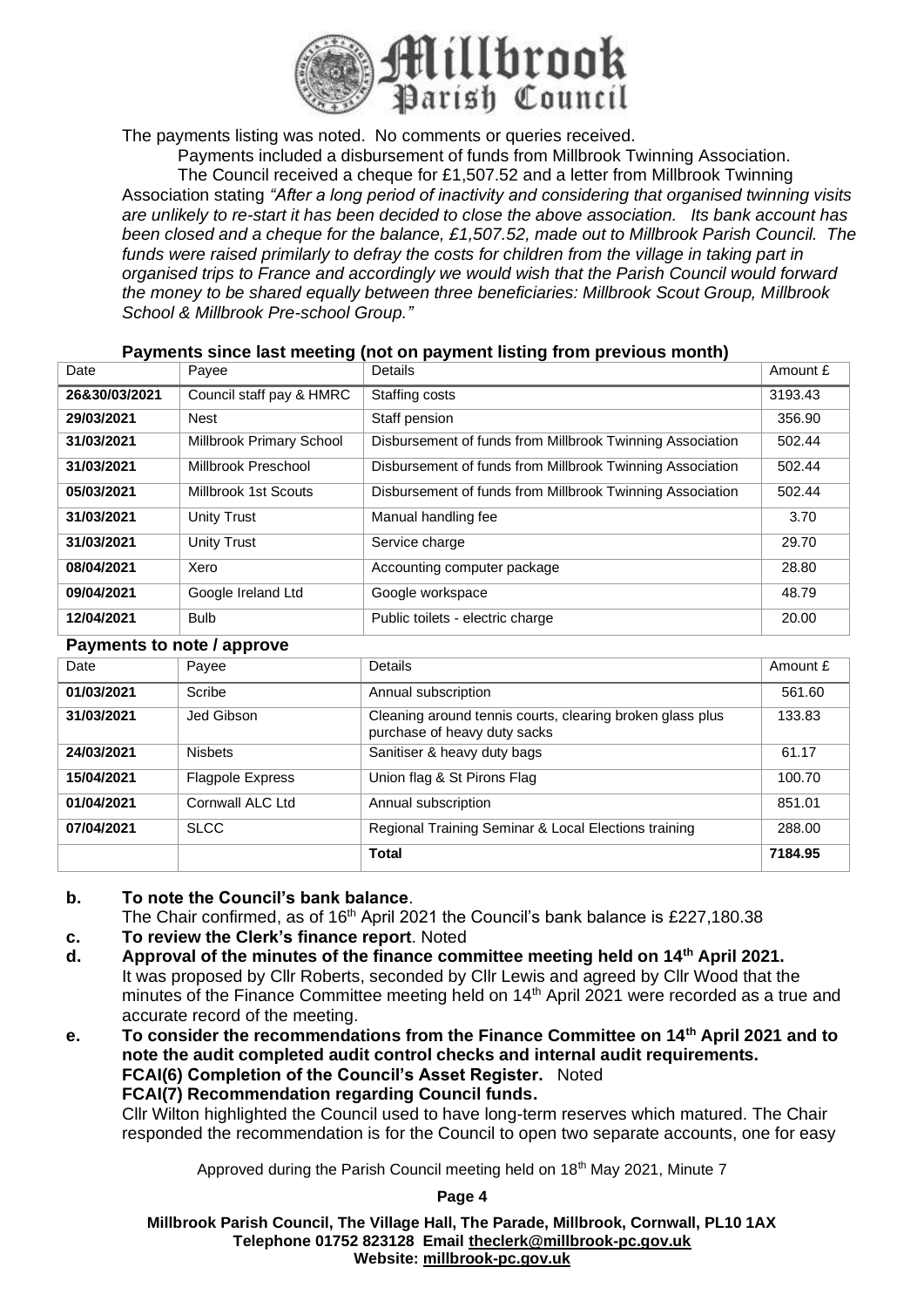The payments listing was noted. No comments or queries received.

Payments included a disbursement of funds from Millbrook Twinning Association.

The Council received a cheque for £1,507.52 and a letter from Millbrook Twinning Association stating *"After a long period of inactivity and considering that organised twinning visits are unlikely to re-start it has been decided to close the above association. Its bank account has been closed and a cheque for the balance, £1,507.52, made out to Millbrook Parish Council. The funds were raised primilarly to defray the costs for children from the village in taking part in organised trips to France and accordingly we would wish that the Parish Council would forward the money to be shared equally between three beneficiaries: Millbrook Scout Group, Millbrook School & Millbrook Pre-school Group."*

**Payments since last meeting (not on payment listing from previous month)**

| Date | Payee | Details | Amount £ |
|---|---|---|---|
| **26&30/03/2021** | Council staff pay & HMRC | Staffing costs | 3193.43 |
| **29/03/2021** | Nest | Staff pension | 356.90 |
| **31/03/2021** | Millbrook Primary School | Disbursement of funds from Millbrook Twinning Association | 502.44 |
| **31/03/2021** | Millbrook Preschool | Disbursement of funds from Millbrook Twinning Association | 502.44 |
| **05/03/2021** | Millbrook 1st Scouts | Disbursement of funds from Millbrook Twinning Association | 502.44 |
| **31/03/2021** | Unity Trust | Manual handling fee | 3.70 |
| **31/03/2021** | Unity Trust | Service charge | 29.70 |
| **08/04/2021** | Xero | Accounting computer package | 28.80 |
| **09/04/2021** | Google Ireland Ltd | Google workspace | 48.79 |
| **12/04/2021** | Bulb | Public toilets - electric charge | 20.00 |

**Payments to note / approve**

| Date | Payee | Details | Amount £ |
|---|---|---|---|
| **01/03/2021** | Scribe | Annual subscription | 561.60 |
| **31/03/2021** | Jed Gibson | Cleaning around tennis courts, clearing broken glass plus purchase of heavy duty sacks | 133.83 |
| **24/03/2021** | Nisbets | Sanitiser & heavy duty bags | 61.17 |
| **15/04/2021** | Flagpole Express | Union flag & St Pirons Flag | 100.70 |
| **01/04/2021** | Cornwall ALC Ltd | Annual subscription | 851.01 |
| **07/04/2021** | SLCC | Regional Training Seminar & Local Elections training | 288.00 |
| | | **Total** | **7184.95** |

**b. To note the Council's bank balance**.

The Chair confirmed, as of 16th April 2021 the Council's bank balance is £227,180.38

**c. To review the Clerk's finance report**. Noted

**d. Approval of the minutes of the finance committee meeting held on 14th April 2021.**

It was proposed by Cllr Roberts, seconded by Cllr Lewis and agreed by Cllr Wood that the minutes of the Finance Committee meeting held on 14th April 2021 were recorded as a true and accurate record of the meeting.

**e. To consider the recommendations from the Finance Committee on 14th April 2021 and to note the audit completed audit control checks and internal audit requirements.**

**FCAI(6) Completion of the Council's Asset Register.** Noted

**FCAI(7) Recommendation regarding Council funds.**

Cllr Wilton highlighted the Council used to have long-term reserves which matured. The Chair responded the recommendation is for the Council to open two separate accounts, one for easy

Approved during the Parish Council meeting held on 18th May 2021, Minute 7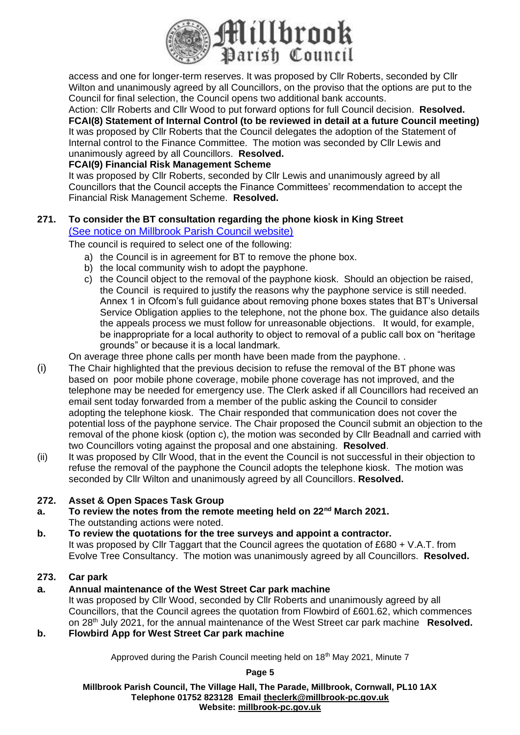access and one for longer-term reserves. It was proposed by Cllr Roberts, seconded by Cllr Wilton and unanimously agreed by all Councillors, on the proviso that the options are put to the Council for final selection, the Council opens two additional bank accounts.

Action: Cllr Roberts and Cllr Wood to put forward options for full Council decision. **Resolved.**

**FCAI(8) Statement of Internal Control (to be reviewed in detail at a future Council meeting)**

It was proposed by Cllr Roberts that the Council delegates the adoption of the Statement of Internal control to the Finance Committee. The motion was seconded by Cllr Lewis and unanimously agreed by all Councillors. **Resolved.**

**FCAI(9) Financial Risk Management Scheme**

It was proposed by Cllr Roberts, seconded by Cllr Lewis and unanimously agreed by all Councillors that the Council accepts the Finance Committees' recommendation to accept the Financial Risk Management Scheme. **Resolved.**

**271. To consider the BT consultation regarding the phone kiosk in King Street**

[(See notice on Millbrook Parish Council website)]

The council is required to select one of the following:

a) the Council is in agreement for BT to remove the phone box.
b) the local community wish to adopt the payphone.
c) the Council object to the removal of the payphone kiosk. Should an objection be raised, the Council is required to justify the reasons why the payphone service is still needed. Annex 1 in Ofcom's full guidance about removing phone boxes states that BT's Universal Service Obligation applies to the telephone, not the phone box. The guidance also details the appeals process we must follow for unreasonable objections. It would, for example, be inappropriate for a local authority to object to removal of a public call box on "heritage grounds" or because it is a local landmark.

On average three phone calls per month have been made from the payphone. .

(i) The Chair highlighted that the previous decision to refuse the removal of the BT phone was based on poor mobile phone coverage, mobile phone coverage has not improved, and the telephone may be needed for emergency use. The Clerk asked if all Councillors had received an email sent today forwarded from a member of the public asking the Council to consider adopting the telephone kiosk. The Chair responded that communication does not cover the potential loss of the payphone service. The Chair proposed the Council submit an objection to the removal of the phone kiosk (option c), the motion was seconded by Cllr Beadnall and carried with two Councillors voting against the proposal and one abstaining. **Resolved**.

(ii) It was proposed by Cllr Wood, that in the event the Council is not successful in their objection to refuse the removal of the payphone the Council adopts the telephone kiosk. The motion was seconded by Cllr Wilton and unanimously agreed by all Councillors. **Resolved.**

**272. Asset & Open Spaces Task Group**

**a. To review the notes from the remote meeting held on 22nd March 2021.**

The outstanding actions were noted.

**b. To review the quotations for the tree surveys and appoint a contractor.**

It was proposed by Cllr Taggart that the Council agrees the quotation of £680 + V.A.T. from Evolve Tree Consultancy. The motion was unanimously agreed by all Councillors. **Resolved.**

**273. Car park**

**a. Annual maintenance of the West Street Car park machine**

It was proposed by Cllr Wood, seconded by Cllr Roberts and unanimously agreed by all Councillors, that the Council agrees the quotation from Flowbird of £601.62, which commences on 28th July 2021, for the annual maintenance of the West Street car park machine **Resolved.**

**b. Flowbird App for West Street Car park machine**

Approved during the Parish Council meeting held on 18th May 2021, Minute 7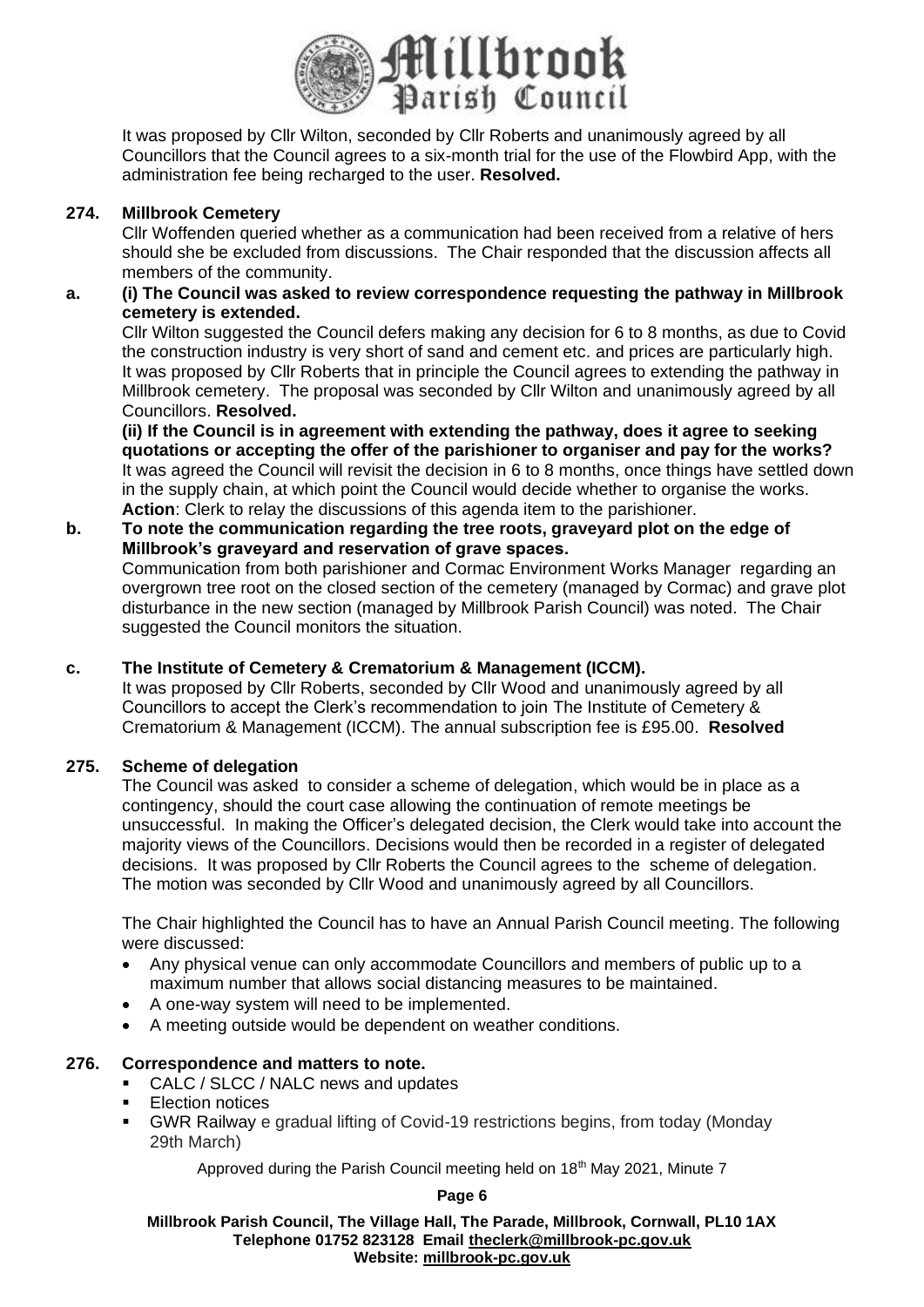It was proposed by Cllr Wilton, seconded by Cllr Roberts and unanimously agreed by all Councillors that the Council agrees to a six-month trial for the use of the Flowbird App, with the administration fee being recharged to the user. **Resolved.**

**274. Millbrook Cemetery**

Cllr Woffenden queried whether as a communication had been received from a relative of hers should she be excluded from discussions. The Chair responded that the discussion affects all members of the community.

**a. (i) The Council was asked to review correspondence requesting the pathway in Millbrook cemetery is extended.**

Cllr Wilton suggested the Council defers making any decision for 6 to 8 months, as due to Covid the construction industry is very short of sand and cement etc. and prices are particularly high. It was proposed by Cllr Roberts that in principle the Council agrees to extending the pathway in Millbrook cemetery. The proposal was seconded by Cllr Wilton and unanimously agreed by all Councillors. **Resolved.**

**(ii) If the Council is in agreement with extending the pathway, does it agree to seeking quotations or accepting the offer of the parishioner to organiser and pay for the works?**

It was agreed the Council will revisit the decision in 6 to 8 months, once things have settled down in the supply chain, at which point the Council would decide whether to organise the works.

**Action**: Clerk to relay the discussions of this agenda item to the parishioner.

**b. To note the communication regarding the tree roots, graveyard plot on the edge of Millbrook's graveyard and reservation of grave spaces.**

Communication from both parishioner and Cormac Environment Works Manager regarding an overgrown tree root on the closed section of the cemetery (managed by Cormac) and grave plot disturbance in the new section (managed by Millbrook Parish Council) was noted. The Chair suggested the Council monitors the situation.

**c. The Institute of Cemetery & Crematorium & Management (ICCM).**

It was proposed by Cllr Roberts, seconded by Cllr Wood and unanimously agreed by all Councillors to accept the Clerk's recommendation to join The Institute of Cemetery & Crematorium & Management (ICCM). The annual subscription fee is £95.00. **Resolved**

**275. Scheme of delegation**

The Council was asked to consider a scheme of delegation, which would be in place as a contingency, should the court case allowing the continuation of remote meetings be unsuccessful. In making the Officer's delegated decision, the Clerk would take into account the majority views of the Councillors. Decisions would then be recorded in a register of delegated decisions. It was proposed by Cllr Roberts the Council agrees to the scheme of delegation. The motion was seconded by Cllr Wood and unanimously agreed by all Councillors.

The Chair highlighted the Council has to have an Annual Parish Council meeting. The following were discussed:

- Any physical venue can only accommodate Councillors and members of public up to a maximum number that allows social distancing measures to be maintained.
- A one-way system will need to be implemented.
- A meeting outside would be dependent on weather conditions.

**276. Correspondence and matters to note.**

- CALC / SLCC / NALC news and updates
- Election notices
- GWR Railway e gradual lifting of Covid-19 restrictions begins, from today (Monday 29th March)

Approved during the Parish Council meeting held on 18th May 2021, Minute 7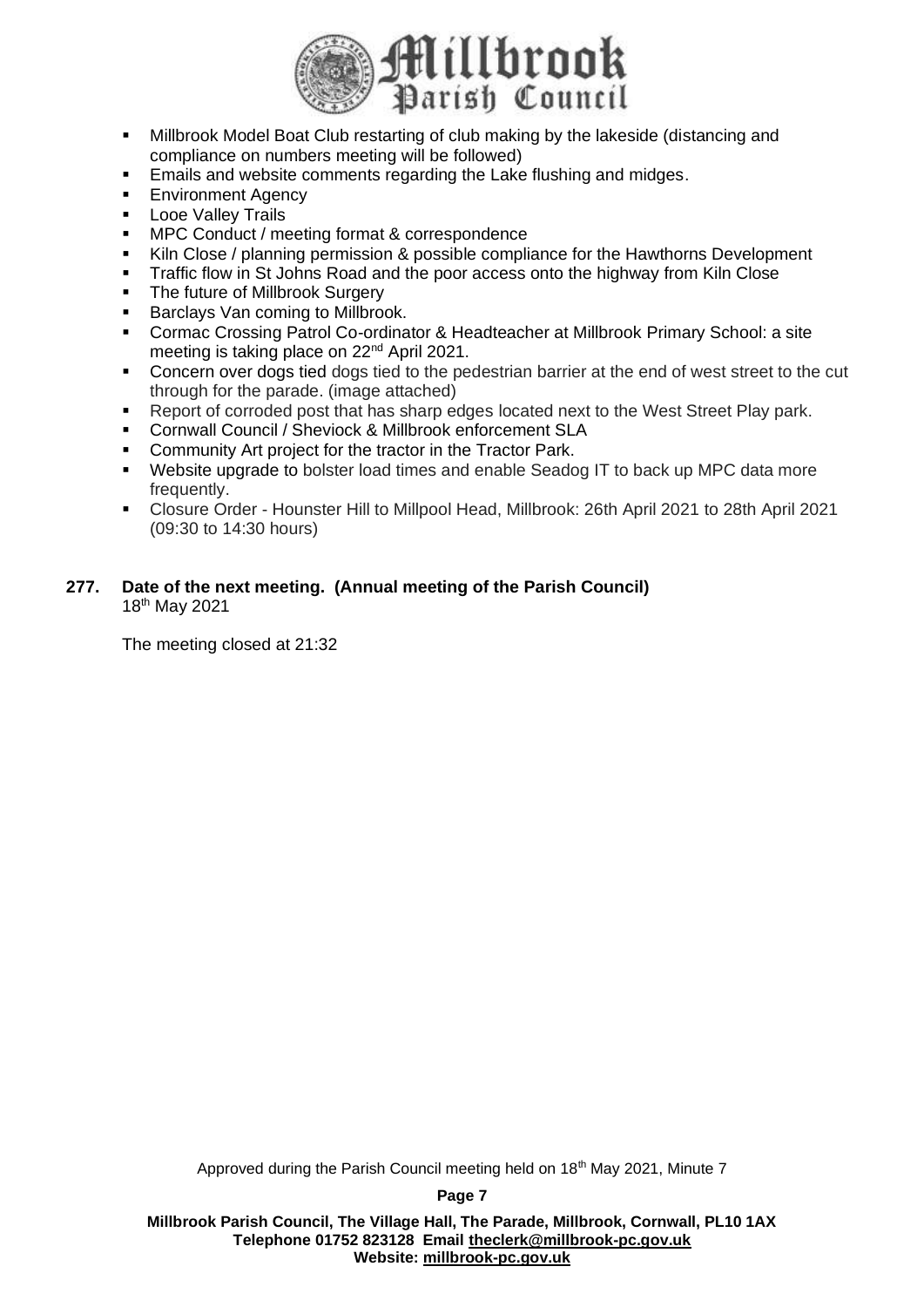- Millbrook Model Boat Club restarting of club making by the lakeside (distancing and compliance on numbers meeting will be followed)
- Emails and website comments regarding the Lake flushing and midges.
- Environment Agency
- Looe Valley Trails
- MPC Conduct / meeting format & correspondence
- Kiln Close / planning permission & possible compliance for the Hawthorns Development
- Traffic flow in St Johns Road and the poor access onto the highway from Kiln Close
- The future of Millbrook Surgery
- Barclays Van coming to Millbrook.
- Cormac Crossing Patrol Co-ordinator & Headteacher at Millbrook Primary School: a site meeting is taking place on 22nd April 2021.
- Concern over dogs tied dogs tied to the pedestrian barrier at the end of west street to the cut through for the parade. (image attached)
- Report of corroded post that has sharp edges located next to the West Street Play park.
- Cornwall Council / Sheviock & Millbrook enforcement SLA
- Community Art project for the tractor in the Tractor Park.
- Website upgrade to bolster load times and enable Seadog IT to back up MPC data more frequently.
- Closure Order - Hounster Hill to Millpool Head, Millbrook: 26th April 2021 to 28th April 2021 (09:30 to 14:30 hours)

**277. Date of the next meeting. (Annual meeting of the Parish Council)**
18th May 2021

The meeting closed at 21:32

Approved during the Parish Council meeting held on 18th May 2021, Minute 7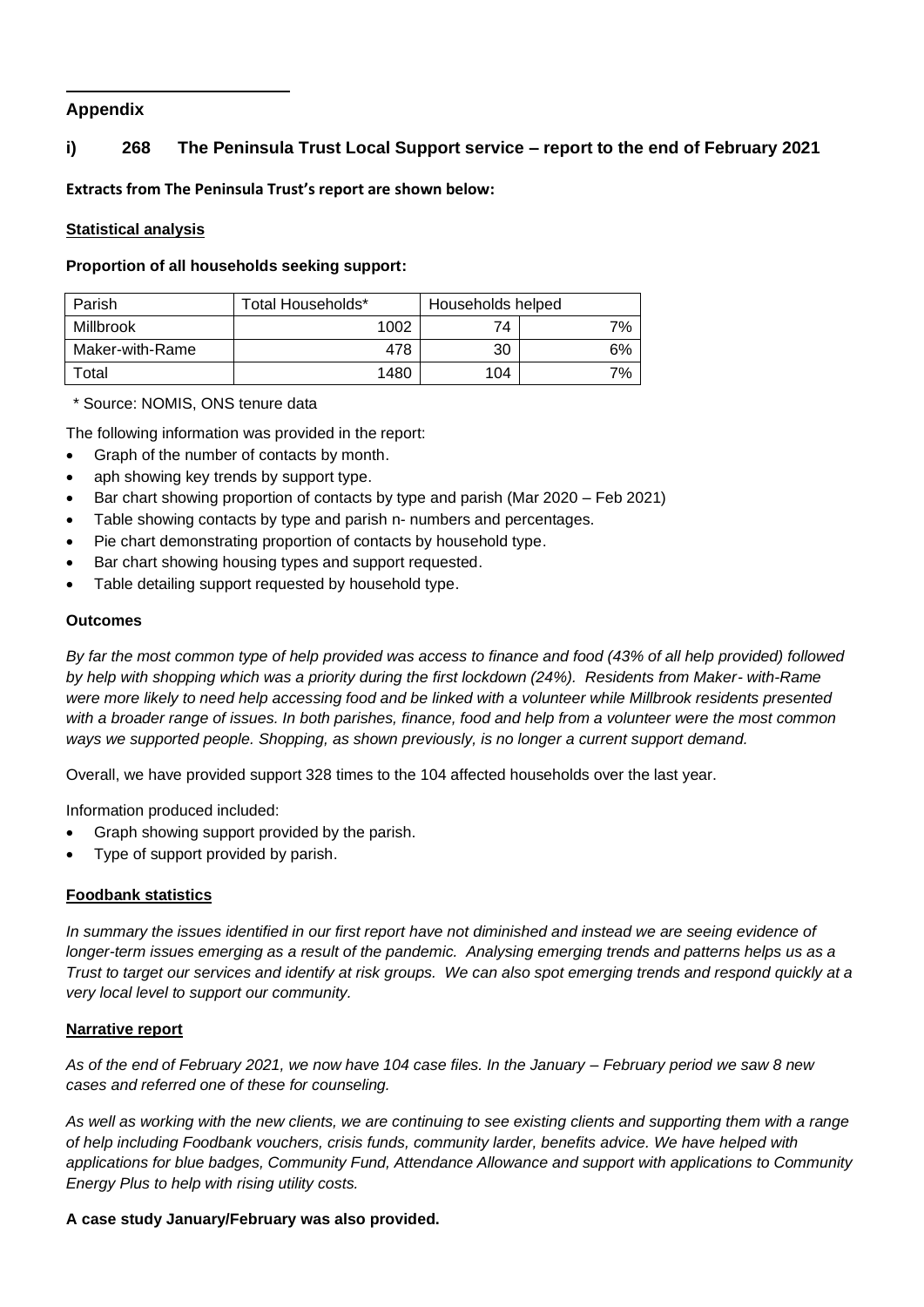## Appendix

### i) 268 The Peninsula Trust Local Support service – report to the end of February 2021

**Extracts from The Peninsula Trust's report are shown below:**

**Statistical analysis**

**Proportion of all households seeking support:**

| Parish | Total Households* | Households helped | |
|---|---|---|---|
| Millbrook | 1002 | 74 | 7% |
| Maker-with-Rame | 478 | 30 | 6% |
| Total | 1480 | 104 | 7% |

\* Source: NOMIS, ONS tenure data

The following information was provided in the report:

- Graph of the number of contacts by month.
- aph showing key trends by support type.
- Bar chart showing proportion of contacts by type and parish (Mar 2020 – Feb 2021)
- Table showing contacts by type and parish n- numbers and percentages.
- Pie chart demonstrating proportion of contacts by household type.
- Bar chart showing housing types and support requested.
- Table detailing support requested by household type.

**Outcomes**

*By far the most common type of help provided was access to finance and food (43% of all help provided) followed by help with shopping which was a priority during the first lockdown (24%). Residents from Maker- with-Rame were more likely to need help accessing food and be linked with a volunteer while Millbrook residents presented with a broader range of issues. In both parishes, finance, food and help from a volunteer were the most common ways we supported people. Shopping, as shown previously, is no longer a current support demand.*

Overall, we have provided support 328 times to the 104 affected households over the last year.

Information produced included:

- Graph showing support provided by the parish.
- Type of support provided by parish.

**Foodbank statistics**

*In summary the issues identified in our first report have not diminished and instead we are seeing evidence of longer-term issues emerging as a result of the pandemic. Analysing emerging trends and patterns helps us as a Trust to target our services and identify at risk groups. We can also spot emerging trends and respond quickly at a very local level to support our community.*

**Narrative report**

*As of the end of February 2021, we now have 104 case files. In the January – February period we saw 8 new cases and referred one of these for counseling.*

*As well as working with the new clients, we are continuing to see existing clients and supporting them with a range of help including Foodbank vouchers, crisis funds, community larder, benefits advice. We have helped with applications for blue badges, Community Fund, Attendance Allowance and support with applications to Community Energy Plus to help with rising utility costs.*

**A case study January/February was also provided.**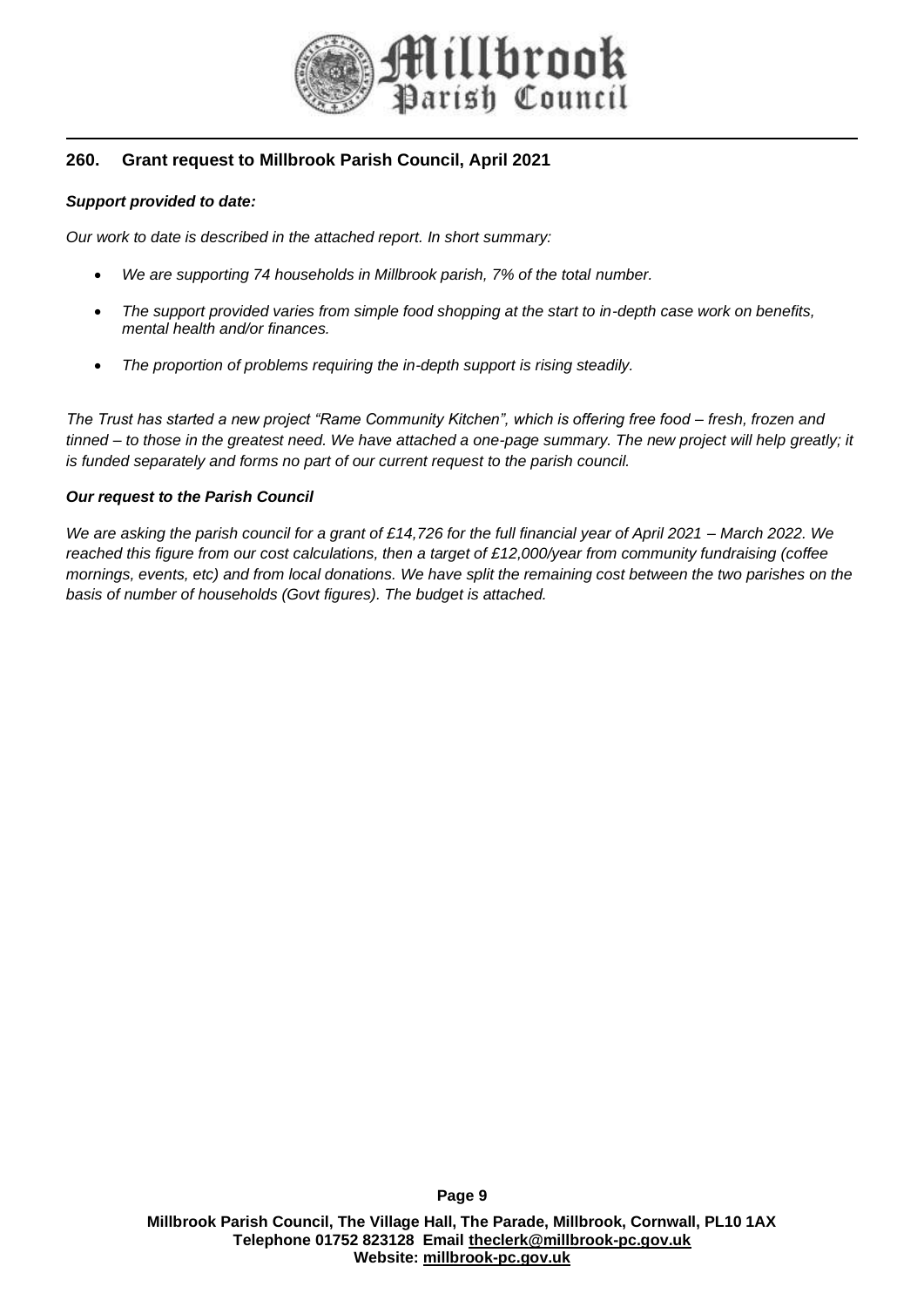## 260. Grant request to Millbrook Parish Council, April 2021

***Support provided to date:***

*Our work to date is described in the attached report. In short summary:*

- *We are supporting 74 households in Millbrook parish, 7% of the total number.*
- *The support provided varies from simple food shopping at the start to in-depth case work on benefits, mental health and/or finances.*
- *The proportion of problems requiring the in-depth support is rising steadily.*

*The Trust has started a new project "Rame Community Kitchen", which is offering free food – fresh, frozen and tinned – to those in the greatest need. We have attached a one-page summary. The new project will help greatly; it is funded separately and forms no part of our current request to the parish council.*

***Our request to the Parish Council***

*We are asking the parish council for a grant of £14,726 for the full financial year of April 2021 – March 2022. We reached this figure from our cost calculations, then a target of £12,000/year from community fundraising (coffee mornings, events, etc) and from local donations. We have split the remaining cost between the two parishes on the basis of number of households (Govt figures). The budget is attached.*